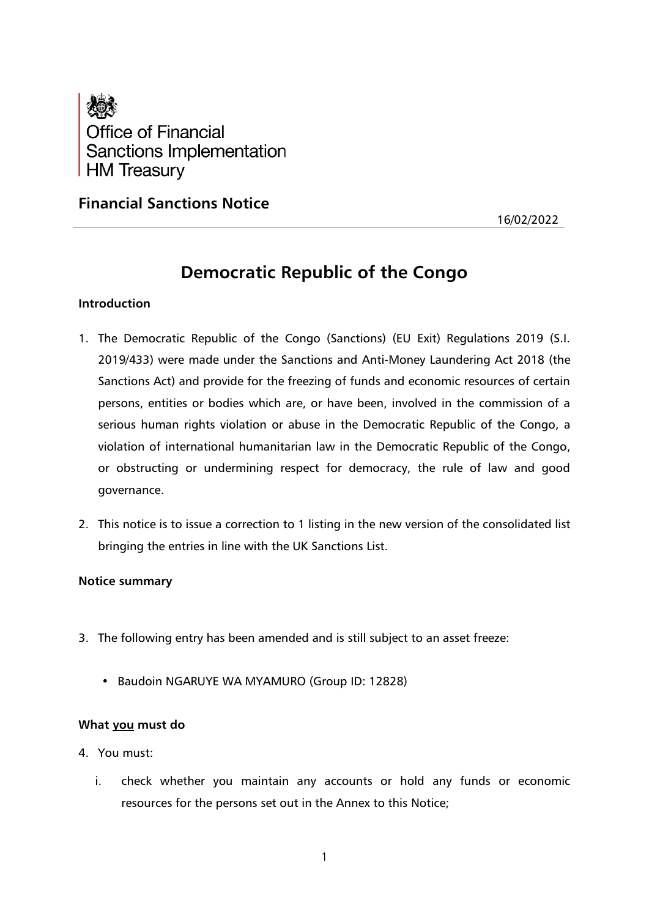Office of Financial Sanctions Implementation
HM Treasury

## Financial Sanctions Notice

16/02/2022

# Democratic Republic of the Congo

### Introduction

1. The Democratic Republic of the Congo (Sanctions) (EU Exit) Regulations 2019 (S.I. 2019/433) were made under the Sanctions and Anti-Money Laundering Act 2018 (the Sanctions Act) and provide for the freezing of funds and economic resources of certain persons, entities or bodies which are, or have been, involved in the commission of a serious human rights violation or abuse in the Democratic Republic of the Congo, a violation of international humanitarian law in the Democratic Republic of the Congo, or obstructing or undermining respect for democracy, the rule of law and good governance.

2. This notice is to issue a correction to 1 listing in the new version of the consolidated list bringing the entries in line with the UK Sanctions List.

### Notice summary

3. The following entry has been amended and is still subject to an asset freeze:

   - Baudoin NGARUYE WA MYAMURO (Group ID: 12828)

### What <u>you</u> must do

4. You must:

   i. check whether you maintain any accounts or hold any funds or economic resources for the persons set out in the Annex to this Notice;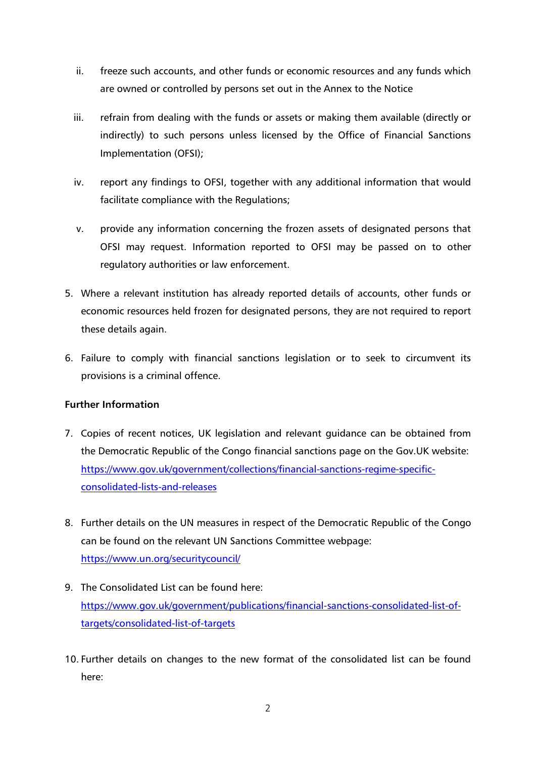ii. freeze such accounts, and other funds or economic resources and any funds which are owned or controlled by persons set out in the Annex to the Notice

iii. refrain from dealing with the funds or assets or making them available (directly or indirectly) to such persons unless licensed by the Office of Financial Sanctions Implementation (OFSI);

iv. report any findings to OFSI, together with any additional information that would facilitate compliance with the Regulations;

v. provide any information concerning the frozen assets of designated persons that OFSI may request. Information reported to OFSI may be passed on to other regulatory authorities or law enforcement.

5. Where a relevant institution has already reported details of accounts, other funds or economic resources held frozen for designated persons, they are not required to report these details again.

6. Failure to comply with financial sanctions legislation or to seek to circumvent its provisions is a criminal offence.

**Further Information**

7. Copies of recent notices, UK legislation and relevant guidance can be obtained from the Democratic Republic of the Congo financial sanctions page on the Gov.UK website: https://www.gov.uk/government/collections/financial-sanctions-regime-specific-consolidated-lists-and-releases

8. Further details on the UN measures in respect of the Democratic Republic of the Congo can be found on the relevant UN Sanctions Committee webpage: https://www.un.org/securitycouncil/

9. The Consolidated List can be found here: https://www.gov.uk/government/publications/financial-sanctions-consolidated-list-of-targets/consolidated-list-of-targets

10. Further details on changes to the new format of the consolidated list can be found here: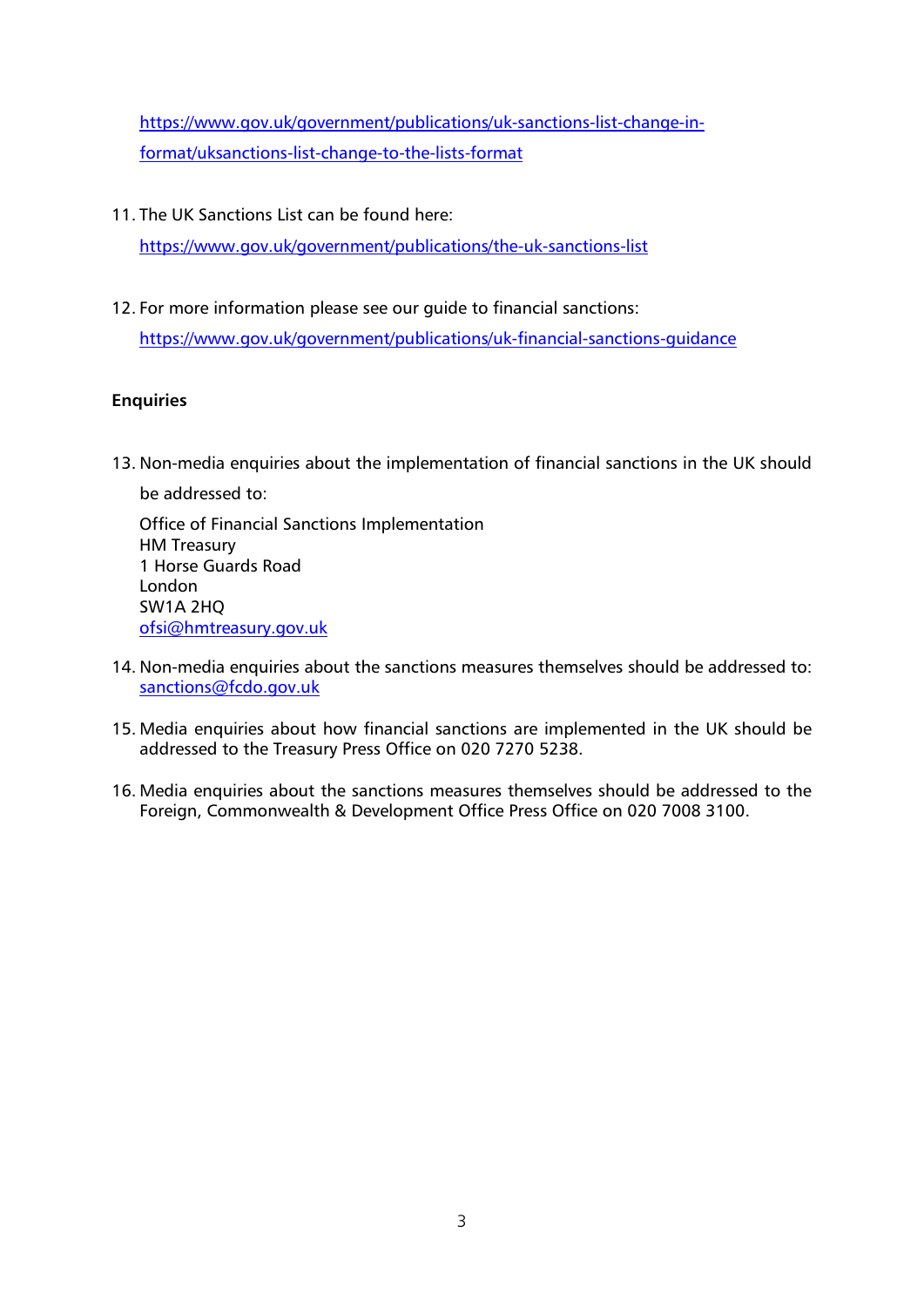https://www.gov.uk/government/publications/uk-sanctions-list-change-in-format/uksanctions-list-change-to-the-lists-format

11. The UK Sanctions List can be found here:
    https://www.gov.uk/government/publications/the-uk-sanctions-list

12. For more information please see our guide to financial sanctions:
    https://www.gov.uk/government/publications/uk-financial-sanctions-guidance

**Enquiries**

13. Non-media enquiries about the implementation of financial sanctions in the UK should be addressed to:

    Office of Financial Sanctions Implementation
    HM Treasury
    1 Horse Guards Road
    London
    SW1A 2HQ
    ofsi@hmtreasury.gov.uk

14. Non-media enquiries about the sanctions measures themselves should be addressed to: sanctions@fcdo.gov.uk

15. Media enquiries about how financial sanctions are implemented in the UK should be addressed to the Treasury Press Office on 020 7270 5238.

16. Media enquiries about the sanctions measures themselves should be addressed to the Foreign, Commonwealth & Development Office Press Office on 020 7008 3100.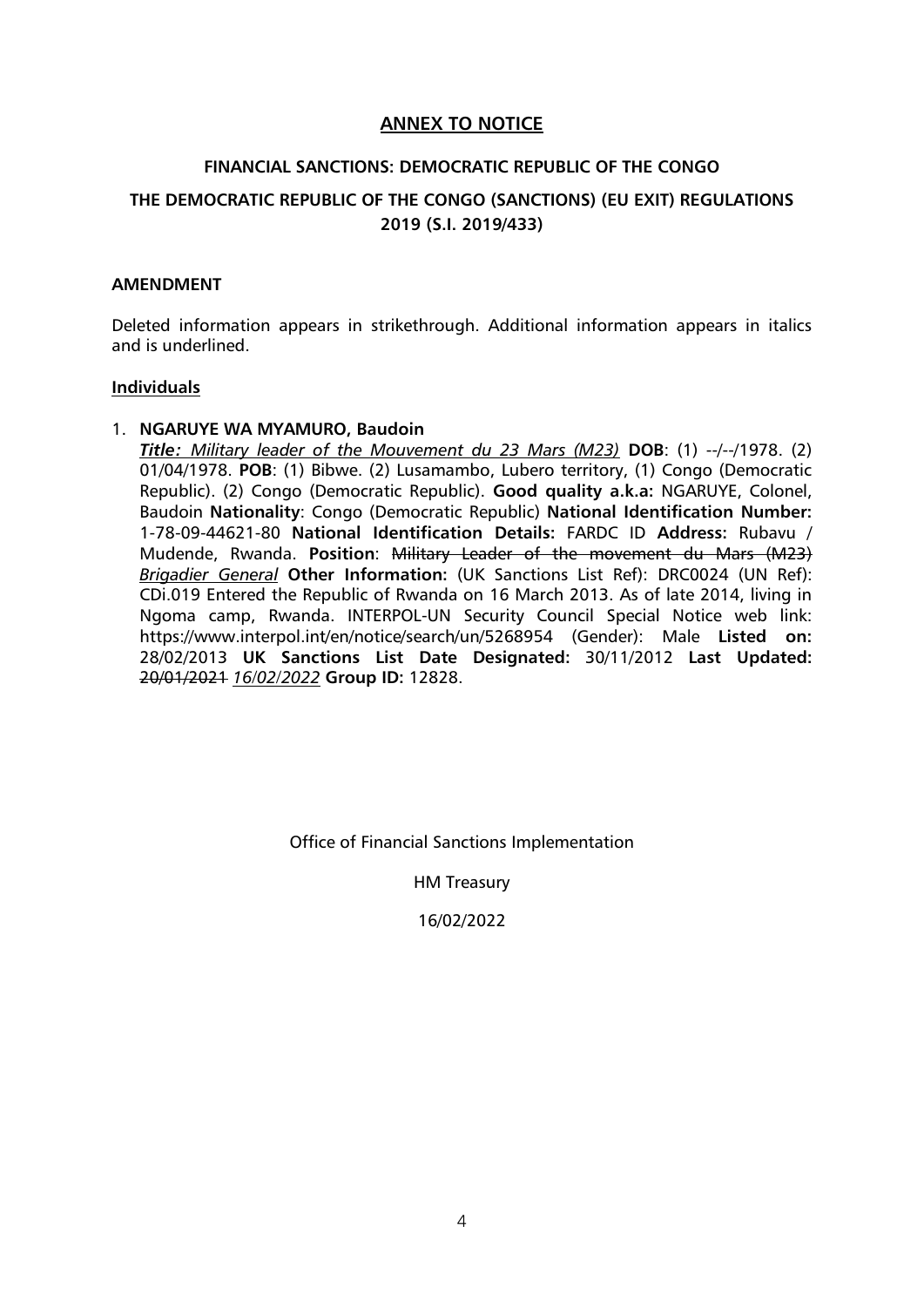## ANNEX TO NOTICE

### FINANCIAL SANCTIONS: DEMOCRATIC REPUBLIC OF THE CONGO

### THE DEMOCRATIC REPUBLIC OF THE CONGO (SANCTIONS) (EU EXIT) REGULATIONS 2019 (S.I. 2019/433)

**AMENDMENT**

Deleted information appears in strikethrough. Additional information appears in italics and is underlined.

**Individuals**

1. **NGARUYE WA MYAMURO, Baudoin**
   ***Title:*** *Military leader of the Mouvement du 23 Mars (M23)* **DOB**: (1) --/--/1978. (2) 01/04/1978. **POB**: (1) Bibwe. (2) Lusamambo, Lubero territory, (1) Congo (Democratic Republic). (2) Congo (Democratic Republic). **Good quality a.k.a:** NGARUYE, Colonel, Baudoin **Nationality**: Congo (Democratic Republic) **National Identification Number:** 1-78-09-44621-80 **National Identification Details:** FARDC ID **Address:** Rubavu / Mudende, Rwanda. **Position**: ~~Military Leader of the movement du Mars (M23)~~ *Brigadier General* **Other Information:** (UK Sanctions List Ref): DRC0024 (UN Ref): CDi.019 Entered the Republic of Rwanda on 16 March 2013. As of late 2014, living in Ngoma camp, Rwanda. INTERPOL-UN Security Council Special Notice web link: https://www.interpol.int/en/notice/search/un/5268954 (Gender): Male **Listed on:** 28/02/2013 **UK Sanctions List Date Designated:** 30/11/2012 **Last Updated:** ~~20/01/2021~~ *16/02/2022* **Group ID:** 12828.

Office of Financial Sanctions Implementation

HM Treasury

16/02/2022